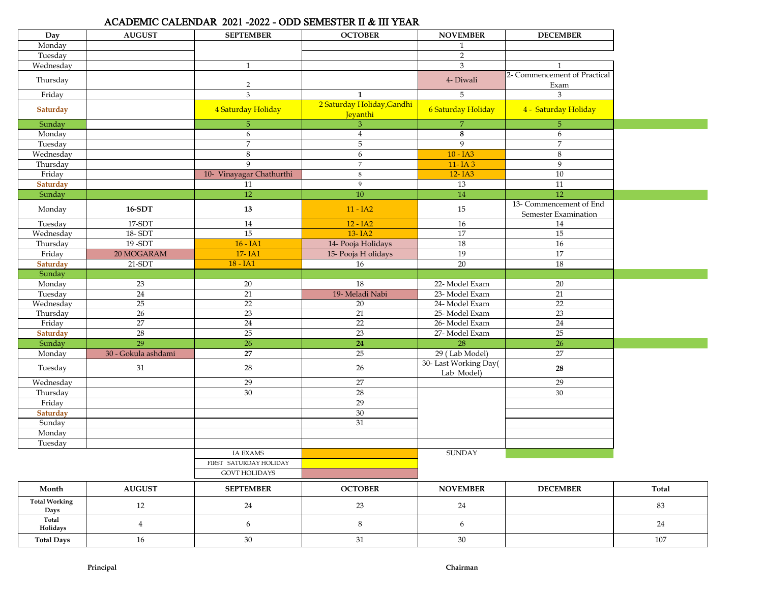# ACADEMIC CALENDAR 2021 -2022 - ODD SEMESTER II & III YEAR

| Day | AUGUST | SEPTEMBER | OCTOBER | NOVEMBER | DECEMBER |
|---|---|---|---|---|---|
| Monday | | | | 1 | |
| Tuesday | | | | 2 | |
| Wednesday | | 1 | | 3 | 1 |
| Thursday | | 2 | | 4- Diwali | 2- Commencement of Practical Exam |
| Friday | | 3 | **1** | 5 | 3 |
| **Saturday** | | 4 Saturday Holiday | 2 Saturday Holiday,Gandhi Jeyanthi | 6 Saturday Holiday | 4 - Saturday Holiday |
| Sunday | | 5 | 3 | 7 | 5 |
| Monday | | 6 | 4 | **8** | 6 |
| Tuesday | | 7 | 5 | 9 | 7 |
| Wednesday | | 8 | 6 | 10 - IA3 | 8 |
| Thursday | | 9 | 7 | 11- IA 3 | 9 |
| Friday | | 10- Vinayagar Chathurthi | 8 | 12- IA3 | 10 |
| **Saturday** | | 11 | 9 | 13 | 11 |
| Sunday | | 12 | 10 | 14 | 12 |
| Monday | **16-SDT** | **13** | 11 - IA2 | 15 | 13- Commencement of End Semester Examination |
| Tuesday | 17-SDT | 14 | 12 - IA2 | 16 | 14 |
| Wednesday | 18- SDT | 15 | 13- IA2 | 17 | 15 |
| Thursday | 19 -SDT | 16 - IA1 | 14- Pooja Holidays | 18 | 16 |
| Friday | 20 MOGARAM | 17- IA1 | 15- Pooja H olidays | 19 | 17 |
| **Saturday** | 21-SDT | 18 - IA1 | 16 | 20 | 18 |
| Sunday | | | | | |
| Monday | 23 | 20 | 18 | 22- Model Exam | 20 |
| Tuesday | 24 | 21 | 19- Meladi Nabi | 23- Model Exam | 21 |
| Wednesday | 25 | 22 | 20 | 24- Model Exam | 22 |
| Thursday | 26 | 23 | 21 | 25- Model Exam | 23 |
| Friday | 27 | 24 | 22 | 26- Model Exam | 24 |
| **Saturday** | 28 | 25 | 23 | 27- Model Exam | 25 |
| Sunday | 29 | 26 | **24** | 28 | 26 |
| Monday | 30 - Gokula ashdami | **27** | 25 | 29 ( Lab Model) | 27 |
| Tuesday | 31 | 28 | 26 | 30- Last Working Day( Lab Model) | **28** |
| Wednesday | | 29 | 27 | | 29 |
| Thursday | | 30 | 28 | | 30 |
| Friday | | | 29 | | |
| **Saturday** | | | 30 | | |
| Sunday | | | 31 | | |
| Monday | | | | | |
| Tuesday | | | | | |

Legend:
- IA EXAMS
- FIRST SATURDAY HOLIDAY
- GOVT HOLIDAYS
- SUNDAY

| Month | AUGUST | SEPTEMBER | OCTOBER | NOVEMBER | DECEMBER | Total |
|---|---|---|---|---|---|---|
| **Total Working Days** | 12 | 24 | 23 | 24 | | 83 |
| **Total Holidays** | 4 | 6 | 8 | 6 | | 24 |
| **Total Days** | 16 | 30 | 31 | 30 | | 107 |

**Principal** **Chairman**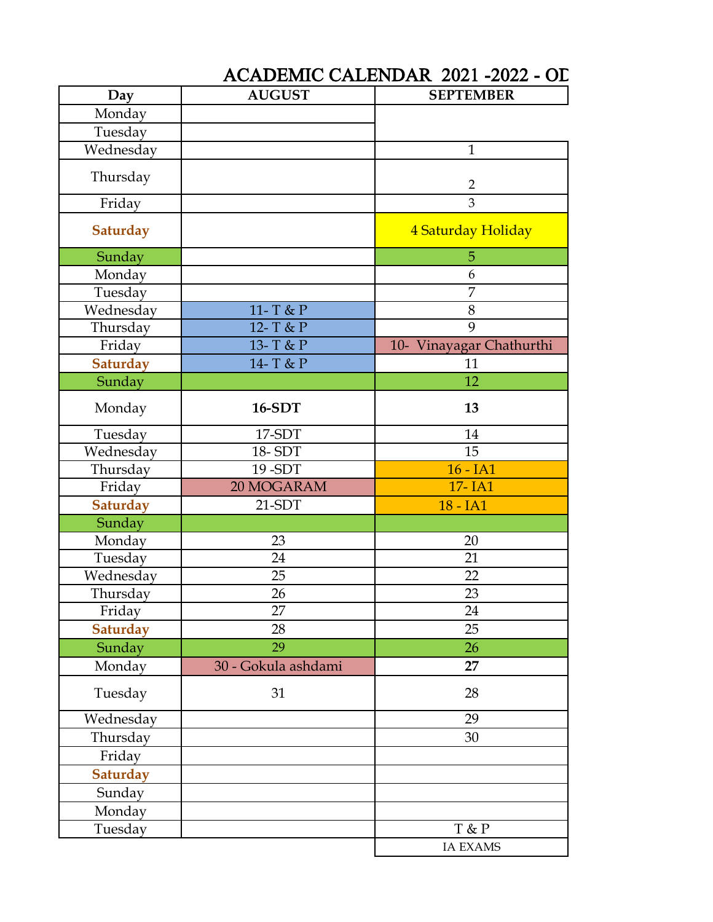# ACADEMIC CALENDAR 2021 -2022 - OD

| Day | AUGUST | SEPTEMBER |
|---|---|---|
| Monday | | |
| Tuesday | | |
| Wednesday | | 1 |
| Thursday | | 2 |
| Friday | | 3 |
| **Saturday** | | 4 Saturday Holiday |
| Sunday | | 5 |
| Monday | | 6 |
| Tuesday | | 7 |
| Wednesday | 11- T & P | 8 |
| Thursday | 12- T & P | 9 |
| Friday | 13- T & P | 10- Vinayagar Chathurthi |
| **Saturday** | 14- T & P | 11 |
| Sunday | | 12 |
| Monday | **16-SDT** | **13** |
| Tuesday | 17-SDT | 14 |
| Wednesday | 18- SDT | 15 |
| Thursday | 19 -SDT | 16 - IA1 |
| Friday | 20 MOGARAM | 17- IA1 |
| **Saturday** | 21-SDT | 18 - IA1 |
| Sunday | | |
| Monday | 23 | 20 |
| Tuesday | 24 | 21 |
| Wednesday | 25 | 22 |
| Thursday | 26 | 23 |
| Friday | 27 | 24 |
| **Saturday** | 28 | 25 |
| Sunday | 29 | 26 |
| Monday | 30 - Gokula ashdami | **27** |
| Tuesday | 31 | 28 |
| Wednesday | | 29 |
| Thursday | | 30 |
| Friday | | |
| **Saturday** | | |
| Sunday | | |
| Monday | | |
| Tuesday | | T & P |
| | | IA EXAMS |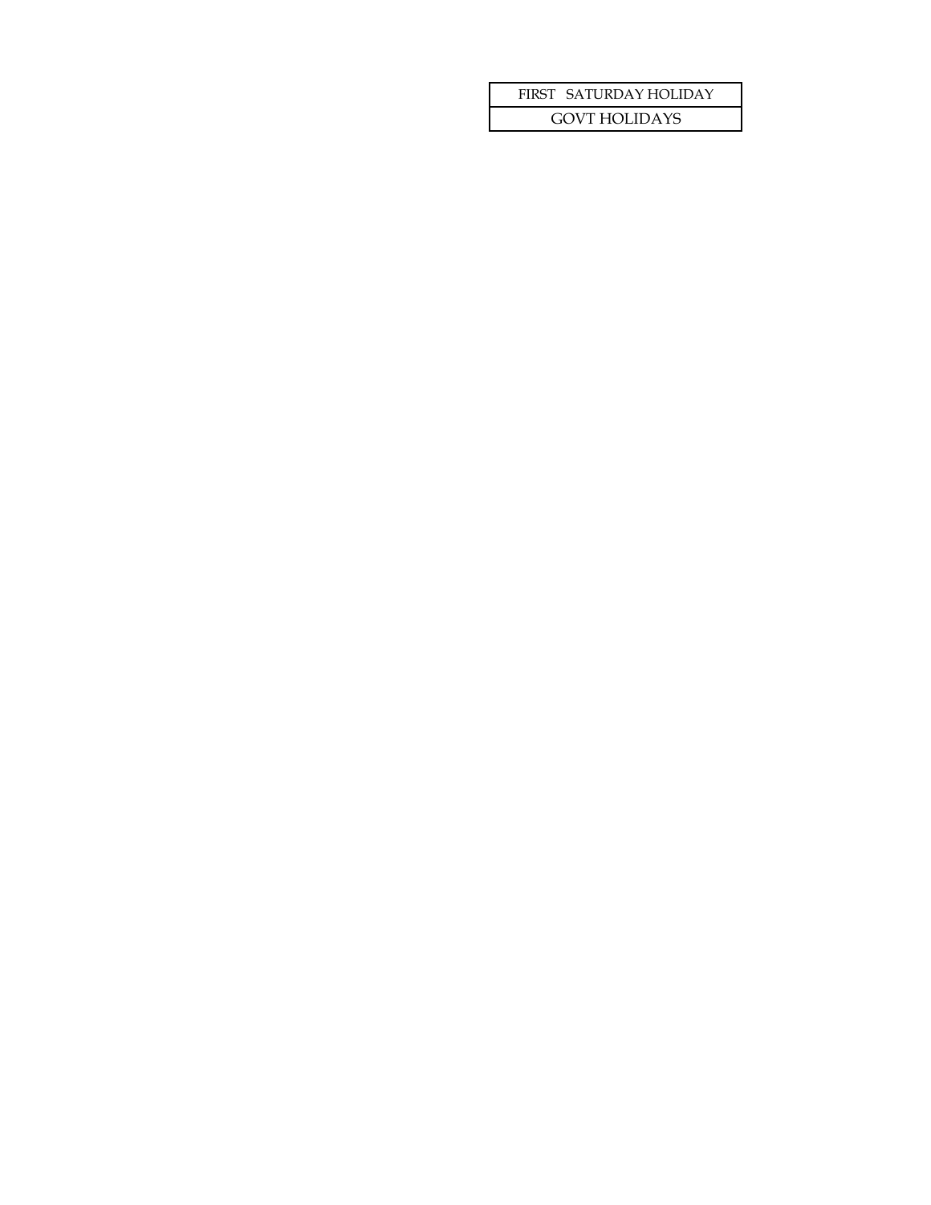| FIRST SATURDAY HOLIDAY |
| --- |
| GOVT HOLIDAYS |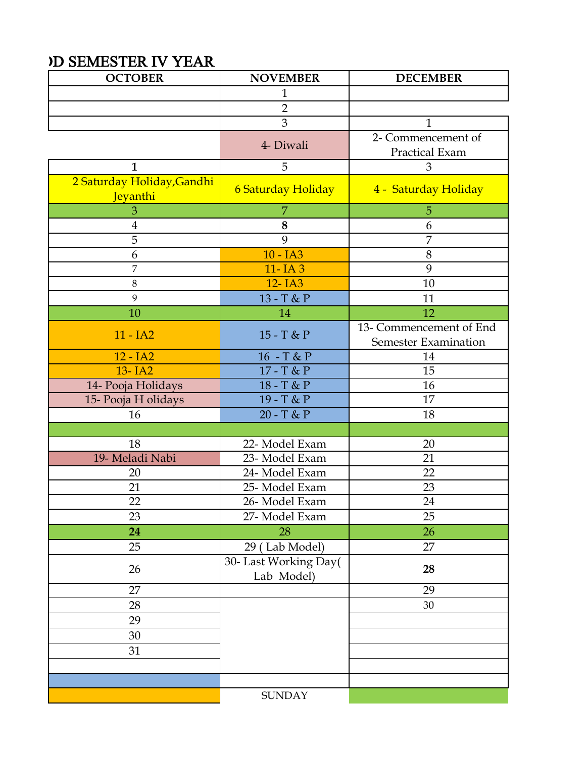# ODD SEMESTER IV YEAR

| OCTOBER | NOVEMBER | DECEMBER |
|---|---|---|
| | 1 | |
| | 2 | |
| | 3 | 1 |
| | 4- Diwali | 2- Commencement of Practical Exam |
| 1 | 5 | 3 |
| 2 Saturday Holiday,Gandhi Jeyanthi | 6 Saturday Holiday | 4 - Saturday Holiday |
| 3 | 7 | 5 |
| 4 | 8 | 6 |
| 5 | 9 | 7 |
| 6 | 10 - IA3 | 8 |
| 7 | 11- IA 3 | 9 |
| 8 | 12- IA3 | 10 |
| 9 | 13 - T & P | 11 |
| 10 | 14 | 12 |
| 11 - IA2 | 15 - T & P | 13- Commencement of End Semester Examination |
| 12 - IA2 | 16 - T & P | 14 |
| 13- IA2 | 17 - T & P | 15 |
| 14- Pooja Holidays | 18 - T & P | 16 |
| 15- Pooja H olidays | 19 - T & P | 17 |
| 16 | 20 - T & P | 18 |
| | | |
| 18 | 22- Model Exam | 20 |
| 19- Meladi Nabi | 23- Model Exam | 21 |
| 20 | 24- Model Exam | 22 |
| 21 | 25- Model Exam | 23 |
| 22 | 26- Model Exam | 24 |
| 23 | 27- Model Exam | 25 |
| 24 | 28 | 26 |
| 25 | 29 ( Lab Model) | 27 |
| 26 | 30- Last Working Day( Lab Model) | 28 |
| 27 | | 29 |
| 28 | | 30 |
| 29 | | |
| 30 | | |
| 31 | | |
| | | |
| | | |
| | SUNDAY | |